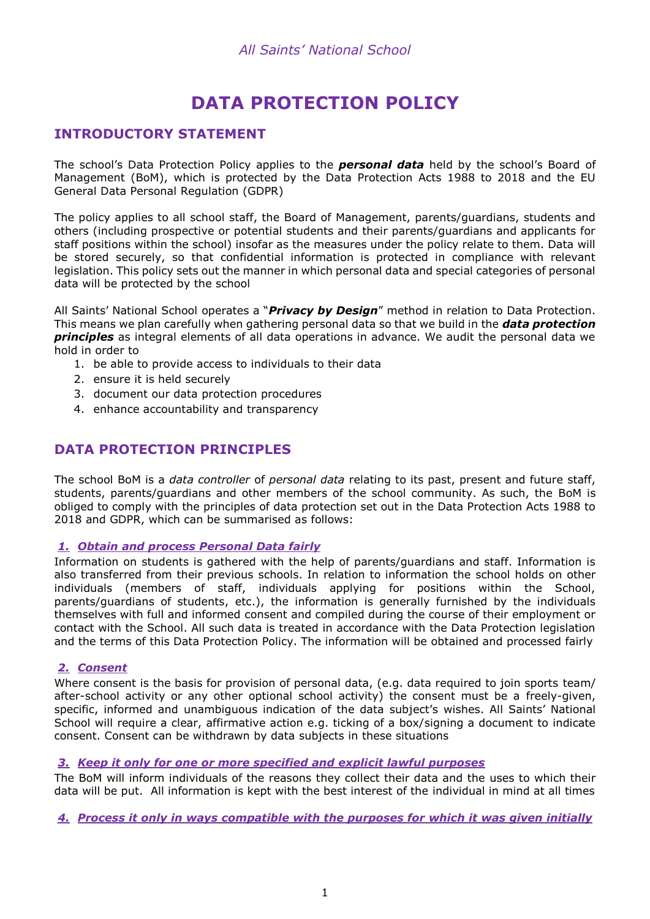*All Saints' National School*

# DATA PROTECTION POLICY

## INTRODUCTORY STATEMENT

The school's Data Protection Policy applies to the ***personal data*** held by the school's Board of Management (BoM), which is protected by the Data Protection Acts 1988 to 2018 and the EU General Data Personal Regulation (GDPR)

The policy applies to all school staff, the Board of Management, parents/guardians, students and others (including prospective or potential students and their parents/guardians and applicants for staff positions within the school) insofar as the measures under the policy relate to them. Data will be stored securely, so that confidential information is protected in compliance with relevant legislation. This policy sets out the manner in which personal data and special categories of personal data will be protected by the school

All Saints' National School operates a "***Privacy by Design***" method in relation to Data Protection. This means we plan carefully when gathering personal data so that we build in the ***data protection principles*** as integral elements of all data operations in advance. We audit the personal data we hold in order to

1. be able to provide access to individuals to their data
2. ensure it is held securely
3. document our data protection procedures
4. enhance accountability and transparency

## DATA PROTECTION PRINCIPLES

The school BoM is a *data controller* of *personal data* relating to its past, present and future staff, students, parents/guardians and other members of the school community. As such, the BoM is obliged to comply with the principles of data protection set out in the Data Protection Acts 1988 to 2018 and GDPR, which can be summarised as follows:

### ***1. Obtain and process Personal Data fairly***

Information on students is gathered with the help of parents/guardians and staff. Information is also transferred from their previous schools. In relation to information the school holds on other individuals (members of staff, individuals applying for positions within the School, parents/guardians of students, etc.), the information is generally furnished by the individuals themselves with full and informed consent and compiled during the course of their employment or contact with the School. All such data is treated in accordance with the Data Protection legislation and the terms of this Data Protection Policy. The information will be obtained and processed fairly

### ***2. Consent***

Where consent is the basis for provision of personal data, (e.g. data required to join sports team/ after-school activity or any other optional school activity) the consent must be a freely-given, specific, informed and unambiguous indication of the data subject's wishes. All Saints' National School will require a clear, affirmative action e.g. ticking of a box/signing a document to indicate consent. Consent can be withdrawn by data subjects in these situations

### ***3. Keep it only for one or more specified and explicit lawful purposes***

The BoM will inform individuals of the reasons they collect their data and the uses to which their data will be put. All information is kept with the best interest of the individual in mind at all times

### ***4. Process it only in ways compatible with the purposes for which it was given initially***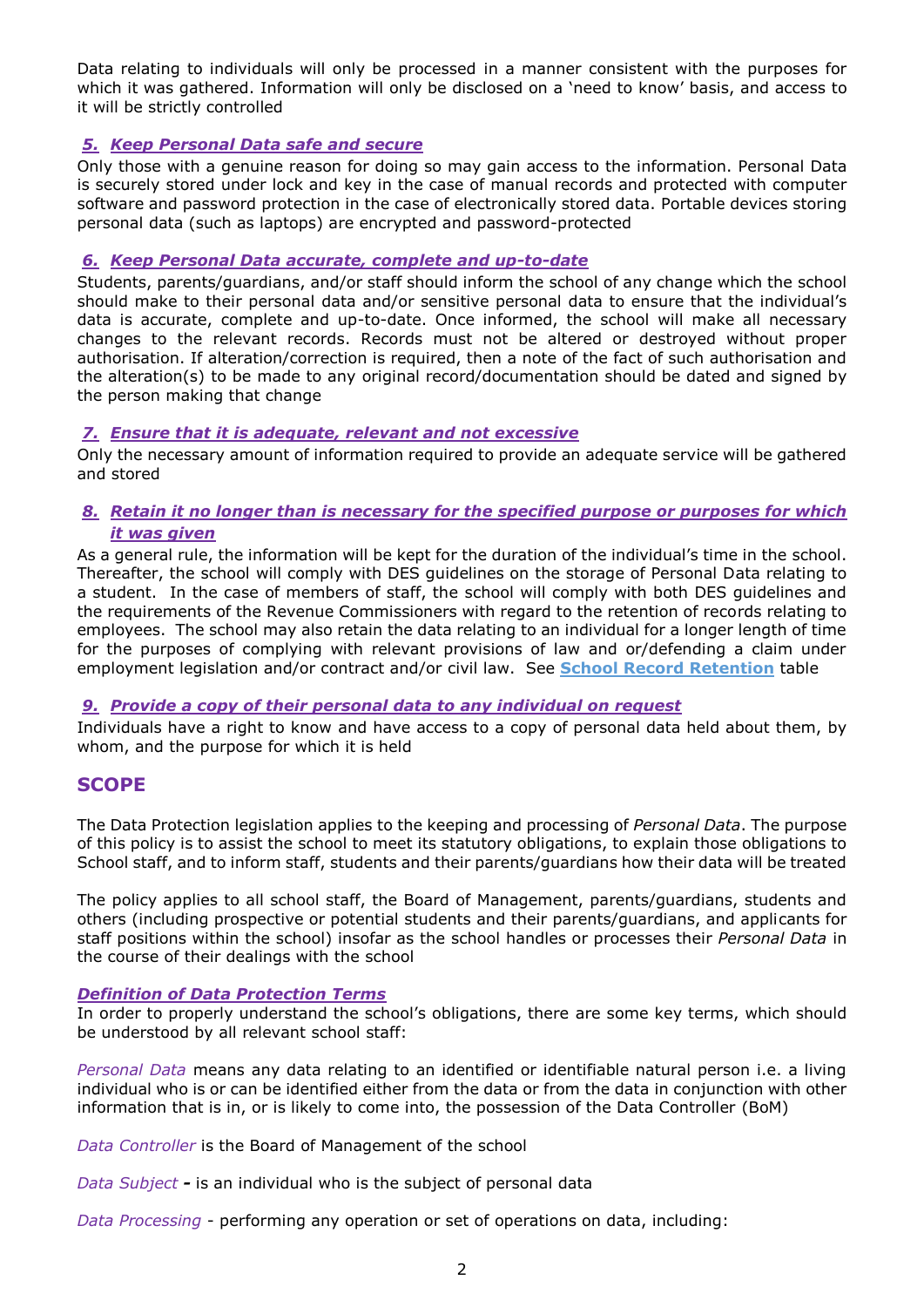Data relating to individuals will only be processed in a manner consistent with the purposes for which it was gathered. Information will only be disclosed on a 'need to know' basis, and access to it will be strictly controlled

### 5. Keep Personal Data safe and secure

Only those with a genuine reason for doing so may gain access to the information. Personal Data is securely stored under lock and key in the case of manual records and protected with computer software and password protection in the case of electronically stored data. Portable devices storing personal data (such as laptops) are encrypted and password-protected

### 6. Keep Personal Data accurate, complete and up-to-date

Students, parents/guardians, and/or staff should inform the school of any change which the school should make to their personal data and/or sensitive personal data to ensure that the individual's data is accurate, complete and up-to-date. Once informed, the school will make all necessary changes to the relevant records. Records must not be altered or destroyed without proper authorisation. If alteration/correction is required, then a note of the fact of such authorisation and the alteration(s) to be made to any original record/documentation should be dated and signed by the person making that change

### 7. Ensure that it is adequate, relevant and not excessive

Only the necessary amount of information required to provide an adequate service will be gathered and stored

### 8. Retain it no longer than is necessary for the specified purpose or purposes for which it was given

As a general rule, the information will be kept for the duration of the individual's time in the school. Thereafter, the school will comply with DES guidelines on the storage of Personal Data relating to a student. In the case of members of staff, the school will comply with both DES guidelines and the requirements of the Revenue Commissioners with regard to the retention of records relating to employees. The school may also retain the data relating to an individual for a longer length of time for the purposes of complying with relevant provisions of law and or/defending a claim under employment legislation and/or contract and/or civil law. See **School Record Retention** table

### 9. Provide a copy of their personal data to any individual on request

Individuals have a right to know and have access to a copy of personal data held about them, by whom, and the purpose for which it is held

## SCOPE

The Data Protection legislation applies to the keeping and processing of *Personal Data*. The purpose of this policy is to assist the school to meet its statutory obligations, to explain those obligations to School staff, and to inform staff, students and their parents/guardians how their data will be treated

The policy applies to all school staff, the Board of Management, parents/guardians, students and others (including prospective or potential students and their parents/guardians, and applicants for staff positions within the school) insofar as the school handles or processes their *Personal Data* in the course of their dealings with the school

### Definition of Data Protection Terms

In order to properly understand the school's obligations, there are some key terms, which should be understood by all relevant school staff:

*Personal Data* means any data relating to an identified or identifiable natural person i.e. a living individual who is or can be identified either from the data or from the data in conjunction with other information that is in, or is likely to come into, the possession of the Data Controller (BoM)

*Data Controller* is the Board of Management of the school

*Data Subject* **-** is an individual who is the subject of personal data

*Data Processing* - performing any operation or set of operations on data, including: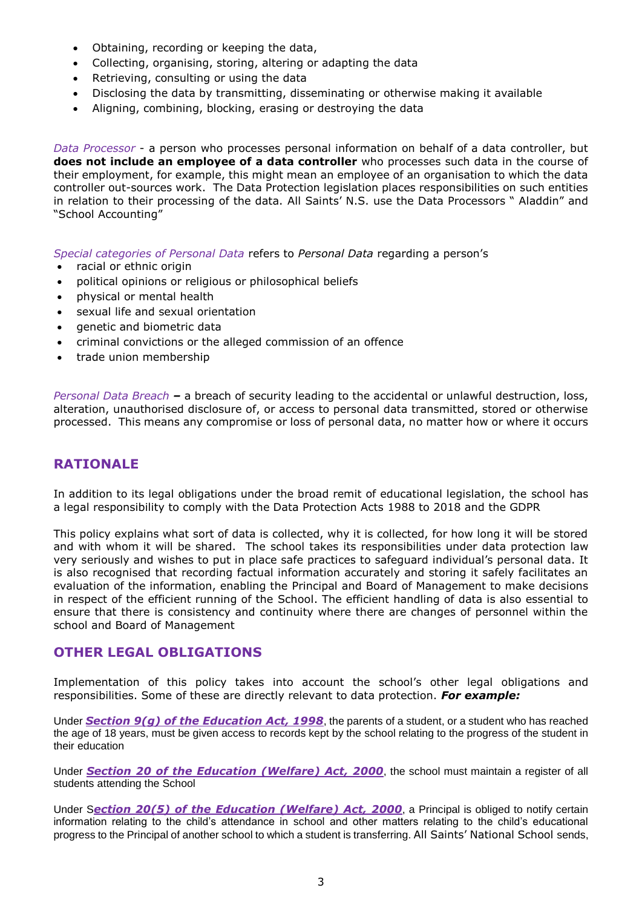- Obtaining, recording or keeping the data,
- Collecting, organising, storing, altering or adapting the data
- Retrieving, consulting or using the data
- Disclosing the data by transmitting, disseminating or otherwise making it available
- Aligning, combining, blocking, erasing or destroying the data

*Data Processor* - a person who processes personal information on behalf of a data controller, but **does not include an employee of a data controller** who processes such data in the course of their employment, for example, this might mean an employee of an organisation to which the data controller out-sources work. The Data Protection legislation places responsibilities on such entities in relation to their processing of the data. All Saints' N.S. use the Data Processors " Aladdin" and "School Accounting"

*Special categories of Personal Data* refers to *Personal Data* regarding a person's

- racial or ethnic origin
- political opinions or religious or philosophical beliefs
- physical or mental health
- sexual life and sexual orientation
- genetic and biometric data
- criminal convictions or the alleged commission of an offence
- trade union membership

*Personal Data Breach* **–** a breach of security leading to the accidental or unlawful destruction, loss, alteration, unauthorised disclosure of, or access to personal data transmitted, stored or otherwise processed. This means any compromise or loss of personal data, no matter how or where it occurs

## RATIONALE

In addition to its legal obligations under the broad remit of educational legislation, the school has a legal responsibility to comply with the Data Protection Acts 1988 to 2018 and the GDPR

This policy explains what sort of data is collected, why it is collected, for how long it will be stored and with whom it will be shared. The school takes its responsibilities under data protection law very seriously and wishes to put in place safe practices to safeguard individual's personal data. It is also recognised that recording factual information accurately and storing it safely facilitates an evaluation of the information, enabling the Principal and Board of Management to make decisions in respect of the efficient running of the School. The efficient handling of data is also essential to ensure that there is consistency and continuity where there are changes of personnel within the school and Board of Management

## OTHER LEGAL OBLIGATIONS

Implementation of this policy takes into account the school's other legal obligations and responsibilities. Some of these are directly relevant to data protection. ***For example:***

Under ***Section 9(g) of the Education Act, 1998***, the parents of a student, or a student who has reached the age of 18 years, must be given access to records kept by the school relating to the progress of the student in their education

Under ***Section 20 of the Education (Welfare) Act, 2000***, the school must maintain a register of all students attending the School

Under S***ection 20(5) of the Education (Welfare) Act, 2000***, a Principal is obliged to notify certain information relating to the child's attendance in school and other matters relating to the child's educational progress to the Principal of another school to which a student is transferring. All Saints' National School sends,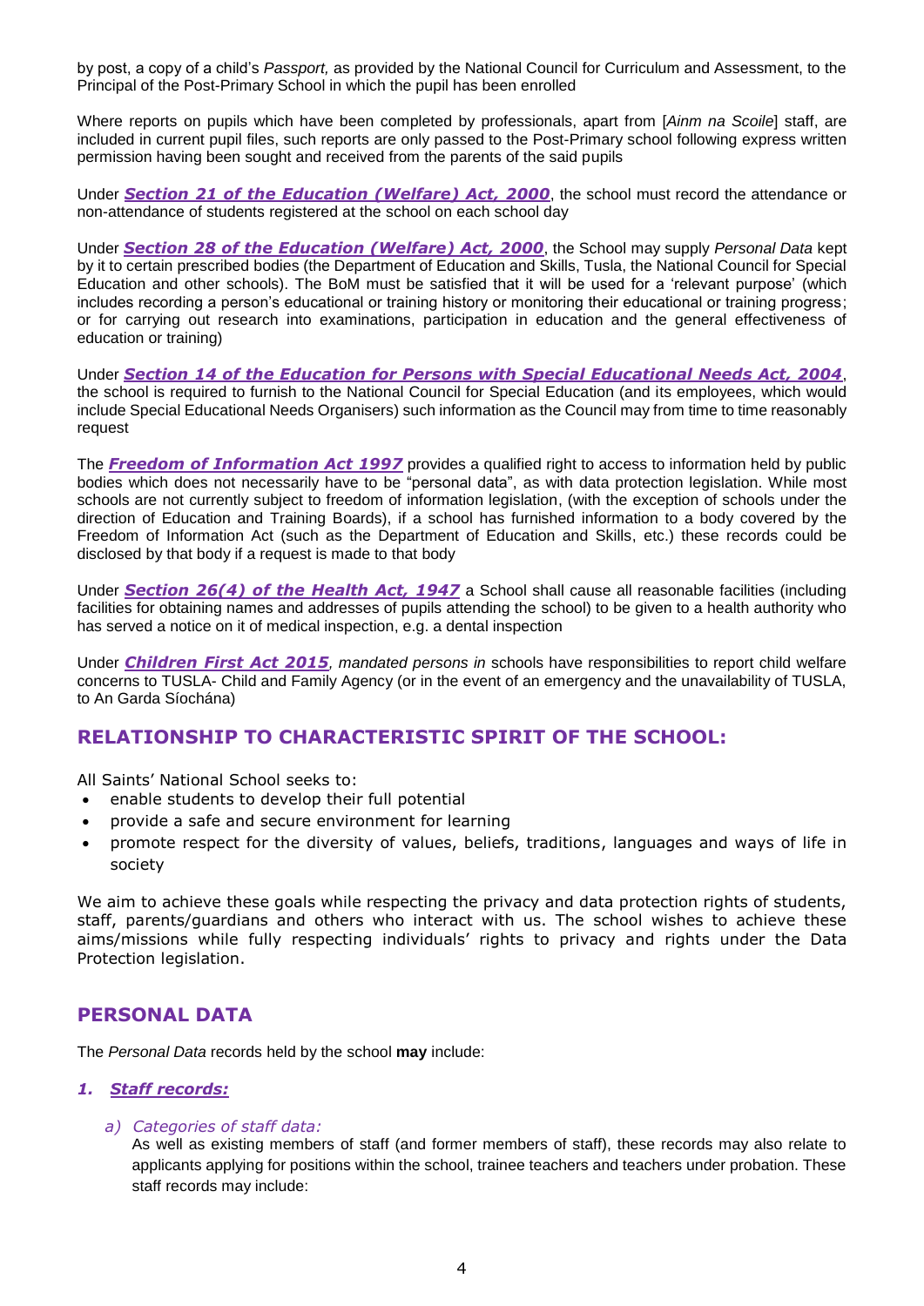by post, a copy of a child's *Passport,* as provided by the National Council for Curriculum and Assessment, to the Principal of the Post-Primary School in which the pupil has been enrolled

Where reports on pupils which have been completed by professionals, apart from [*Ainm na Scoile*] staff, are included in current pupil files, such reports are only passed to the Post-Primary school following express written permission having been sought and received from the parents of the said pupils

Under ***Section 21 of the Education (Welfare) Act, 2000***, the school must record the attendance or non-attendance of students registered at the school on each school day

Under ***Section 28 of the Education (Welfare) Act, 2000***, the School may supply *Personal Data* kept by it to certain prescribed bodies (the Department of Education and Skills, Tusla, the National Council for Special Education and other schools). The BoM must be satisfied that it will be used for a 'relevant purpose' (which includes recording a person's educational or training history or monitoring their educational or training progress; or for carrying out research into examinations, participation in education and the general effectiveness of education or training)

Under ***Section 14 of the Education for Persons with Special Educational Needs Act, 2004***, the school is required to furnish to the National Council for Special Education (and its employees, which would include Special Educational Needs Organisers) such information as the Council may from time to time reasonably request

The ***Freedom of Information Act 1997*** provides a qualified right to access to information held by public bodies which does not necessarily have to be "personal data", as with data protection legislation. While most schools are not currently subject to freedom of information legislation, (with the exception of schools under the direction of Education and Training Boards), if a school has furnished information to a body covered by the Freedom of Information Act (such as the Department of Education and Skills, etc.) these records could be disclosed by that body if a request is made to that body

Under ***Section 26(4) of the Health Act, 1947*** a School shall cause all reasonable facilities (including facilities for obtaining names and addresses of pupils attending the school) to be given to a health authority who has served a notice on it of medical inspection, e.g. a dental inspection

Under ***Children First Act 2015****, mandated persons in* schools have responsibilities to report child welfare concerns to TUSLA- Child and Family Agency (or in the event of an emergency and the unavailability of TUSLA, to An Garda Síochána)

## RELATIONSHIP TO CHARACTERISTIC SPIRIT OF THE SCHOOL:

All Saints' National School seeks to:

- enable students to develop their full potential
- provide a safe and secure environment for learning
- promote respect for the diversity of values, beliefs, traditions, languages and ways of life in society

We aim to achieve these goals while respecting the privacy and data protection rights of students, staff, parents/guardians and others who interact with us. The school wishes to achieve these aims/missions while fully respecting individuals' rights to privacy and rights under the Data Protection legislation.

## PERSONAL DATA

The *Personal Data* records held by the school **may** include:

### *1. Staff records:*

*a) Categories of staff data:*

As well as existing members of staff (and former members of staff), these records may also relate to applicants applying for positions within the school, trainee teachers and teachers under probation. These staff records may include: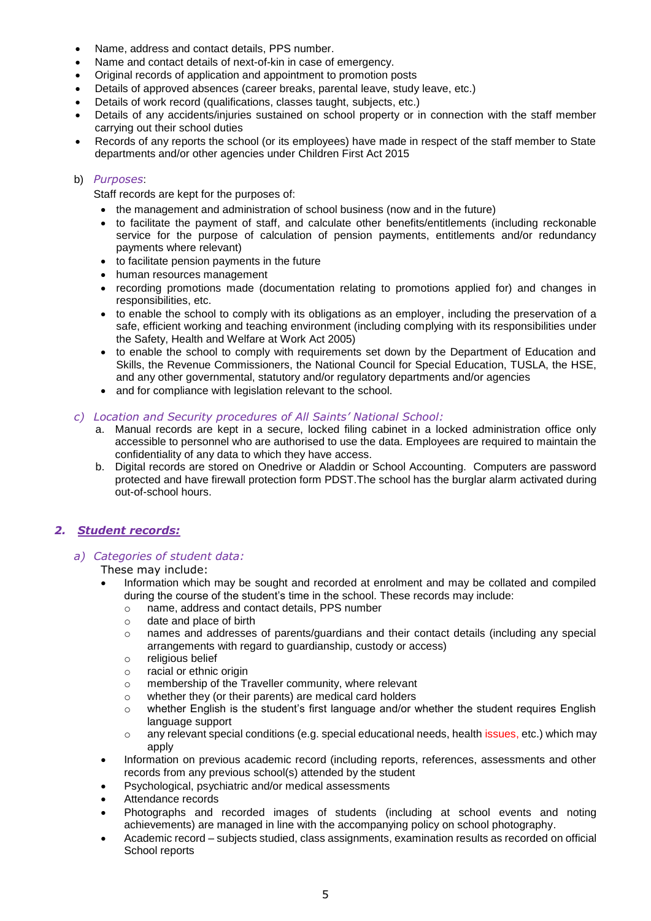- Name, address and contact details, PPS number.
- Name and contact details of next-of-kin in case of emergency.
- Original records of application and appointment to promotion posts
- Details of approved absences (career breaks, parental leave, study leave, etc.)
- Details of work record (qualifications, classes taught, subjects, etc.)
- Details of any accidents/injuries sustained on school property or in connection with the staff member carrying out their school duties
- Records of any reports the school (or its employees) have made in respect of the staff member to State departments and/or other agencies under Children First Act 2015

b) *Purposes*:

Staff records are kept for the purposes of:

- the management and administration of school business (now and in the future)
- to facilitate the payment of staff, and calculate other benefits/entitlements (including reckonable service for the purpose of calculation of pension payments, entitlements and/or redundancy payments where relevant)
- to facilitate pension payments in the future
- human resources management
- recording promotions made (documentation relating to promotions applied for) and changes in responsibilities, etc.
- to enable the school to comply with its obligations as an employer, including the preservation of a safe, efficient working and teaching environment (including complying with its responsibilities under the Safety, Health and Welfare at Work Act 2005)
- to enable the school to comply with requirements set down by the Department of Education and Skills, the Revenue Commissioners, the National Council for Special Education, TUSLA, the HSE, and any other governmental, statutory and/or regulatory departments and/or agencies
- and for compliance with legislation relevant to the school.

*c) Location and Security procedures of All Saints' National School:*

a. Manual records are kept in a secure, locked filing cabinet in a locked administration office only accessible to personnel who are authorised to use the data. Employees are required to maintain the confidentiality of any data to which they have access.
b. Digital records are stored on Onedrive or Aladdin or School Accounting. Computers are password protected and have firewall protection form PDST.The school has the burglar alarm activated during out-of-school hours.

## *2. Student records:*

*a) Categories of student data:*

These may include:

- Information which may be sought and recorded at enrolment and may be collated and compiled during the course of the student's time in the school. These records may include:
  - name, address and contact details, PPS number
  - date and place of birth
  - names and addresses of parents/guardians and their contact details (including any special arrangements with regard to guardianship, custody or access)
  - religious belief
  - racial or ethnic origin
  - membership of the Traveller community, where relevant
  - whether they (or their parents) are medical card holders
  - whether English is the student's first language and/or whether the student requires English language support
  - any relevant special conditions (e.g. special educational needs, health issues, etc.) which may apply
- Information on previous academic record (including reports, references, assessments and other records from any previous school(s) attended by the student
- Psychological, psychiatric and/or medical assessments
- Attendance records
- Photographs and recorded images of students (including at school events and noting achievements) are managed in line with the accompanying policy on school photography.
- Academic record – subjects studied, class assignments, examination results as recorded on official School reports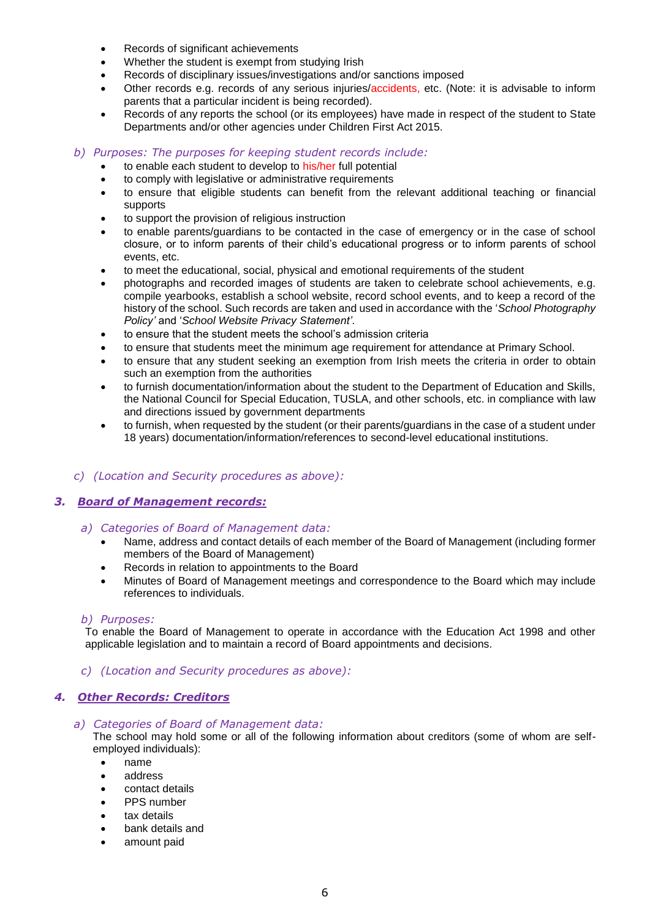- Records of significant achievements
- Whether the student is exempt from studying Irish
- Records of disciplinary issues/investigations and/or sanctions imposed
- Other records e.g. records of any serious injuries/accidents, etc. (Note: it is advisable to inform parents that a particular incident is being recorded).
- Records of any reports the school (or its employees) have made in respect of the student to State Departments and/or other agencies under Children First Act 2015.

*b) Purposes: The purposes for keeping student records include:*

- to enable each student to develop to his/her full potential
- to comply with legislative or administrative requirements
- to ensure that eligible students can benefit from the relevant additional teaching or financial supports
- to support the provision of religious instruction
- to enable parents/guardians to be contacted in the case of emergency or in the case of school closure, or to inform parents of their child's educational progress or to inform parents of school events, etc.
- to meet the educational, social, physical and emotional requirements of the student
- photographs and recorded images of students are taken to celebrate school achievements, e.g. compile yearbooks, establish a school website, record school events, and to keep a record of the history of the school. Such records are taken and used in accordance with the '*School Photography Policy'* and '*School Website Privacy Statement'*.
- to ensure that the student meets the school's admission criteria
- to ensure that students meet the minimum age requirement for attendance at Primary School.
- to ensure that any student seeking an exemption from Irish meets the criteria in order to obtain such an exemption from the authorities
- to furnish documentation/information about the student to the Department of Education and Skills, the National Council for Special Education, TUSLA, and other schools, etc. in compliance with law and directions issued by government departments
- to furnish, when requested by the student (or their parents/guardians in the case of a student under 18 years) documentation/information/references to second-level educational institutions.

*c) (Location and Security procedures as above):*

### 3. ***Board of Management records:***

*a) Categories of Board of Management data:*

- Name, address and contact details of each member of the Board of Management (including former members of the Board of Management)
- Records in relation to appointments to the Board
- Minutes of Board of Management meetings and correspondence to the Board which may include references to individuals.

*b) Purposes:*

To enable the Board of Management to operate in accordance with the Education Act 1998 and other applicable legislation and to maintain a record of Board appointments and decisions.

*c) (Location and Security procedures as above):*

### 4. ***Other Records: Creditors***

*a) Categories of Board of Management data:*

The school may hold some or all of the following information about creditors (some of whom are self-employed individuals):

- name
- address
- contact details
- PPS number
- tax details
- bank details and
- amount paid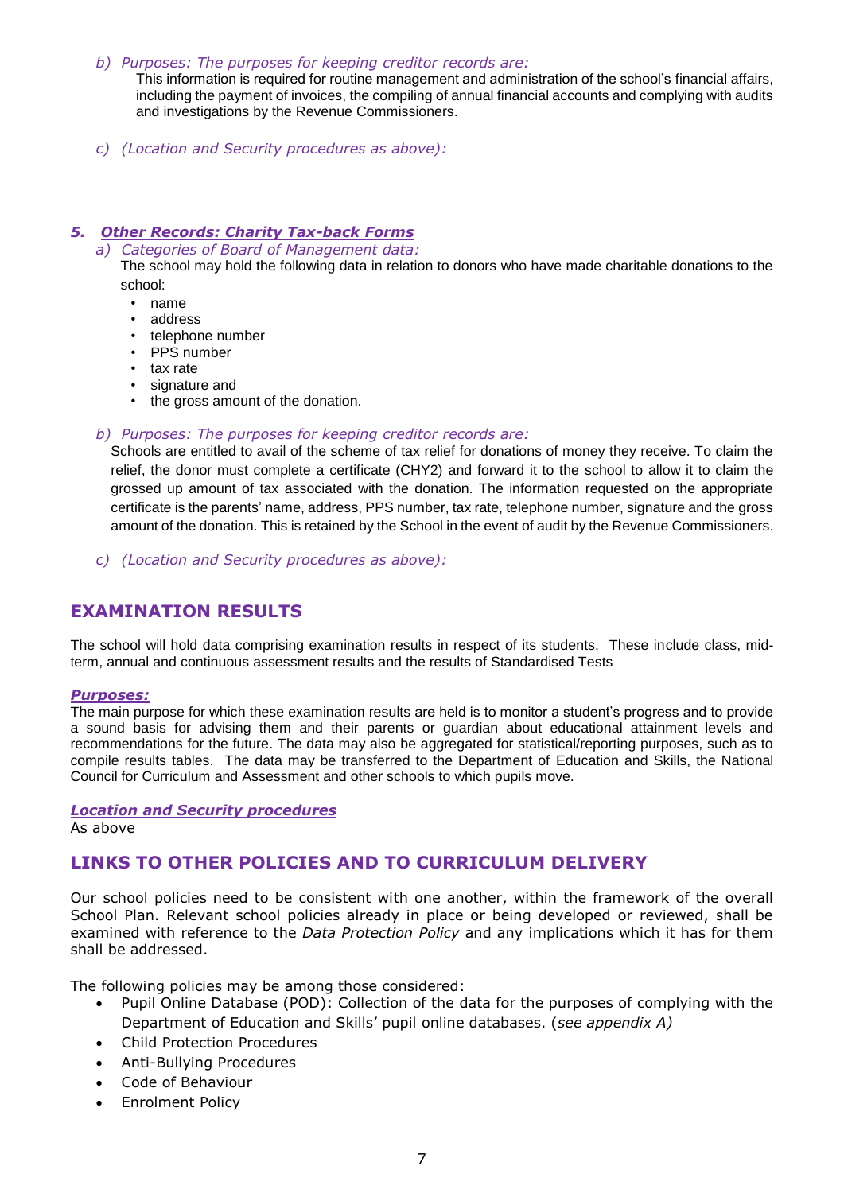*b) Purposes: The purposes for keeping creditor records are:*

This information is required for routine management and administration of the school's financial affairs, including the payment of invoices, the compiling of annual financial accounts and complying with audits and investigations by the Revenue Commissioners.

*c) (Location and Security procedures as above):*

### ***5. Other Records: Charity Tax-back Forms***

*a) Categories of Board of Management data:*

The school may hold the following data in relation to donors who have made charitable donations to the school:

- name
- address
- telephone number
- PPS number
- tax rate
- signature and
- the gross amount of the donation.

*b) Purposes: The purposes for keeping creditor records are:*

Schools are entitled to avail of the scheme of tax relief for donations of money they receive. To claim the relief, the donor must complete a certificate (CHY2) and forward it to the school to allow it to claim the grossed up amount of tax associated with the donation. The information requested on the appropriate certificate is the parents' name, address, PPS number, tax rate, telephone number, signature and the gross amount of the donation. This is retained by the School in the event of audit by the Revenue Commissioners.

*c) (Location and Security procedures as above):*

## EXAMINATION RESULTS

The school will hold data comprising examination results in respect of its students. These include class, mid-term, annual and continuous assessment results and the results of Standardised Tests

***Purposes:***

The main purpose for which these examination results are held is to monitor a student's progress and to provide a sound basis for advising them and their parents or guardian about educational attainment levels and recommendations for the future. The data may also be aggregated for statistical/reporting purposes, such as to compile results tables. The data may be transferred to the Department of Education and Skills, the National Council for Curriculum and Assessment and other schools to which pupils move.

***Location and Security procedures***

As above

## LINKS TO OTHER POLICIES AND TO CURRICULUM DELIVERY

Our school policies need to be consistent with one another, within the framework of the overall School Plan. Relevant school policies already in place or being developed or reviewed, shall be examined with reference to the *Data Protection Policy* and any implications which it has for them shall be addressed.

The following policies may be among those considered:

- Pupil Online Database (POD): Collection of the data for the purposes of complying with the Department of Education and Skills' pupil online databases. (*see appendix A)*
- Child Protection Procedures
- Anti-Bullying Procedures
- Code of Behaviour
- Enrolment Policy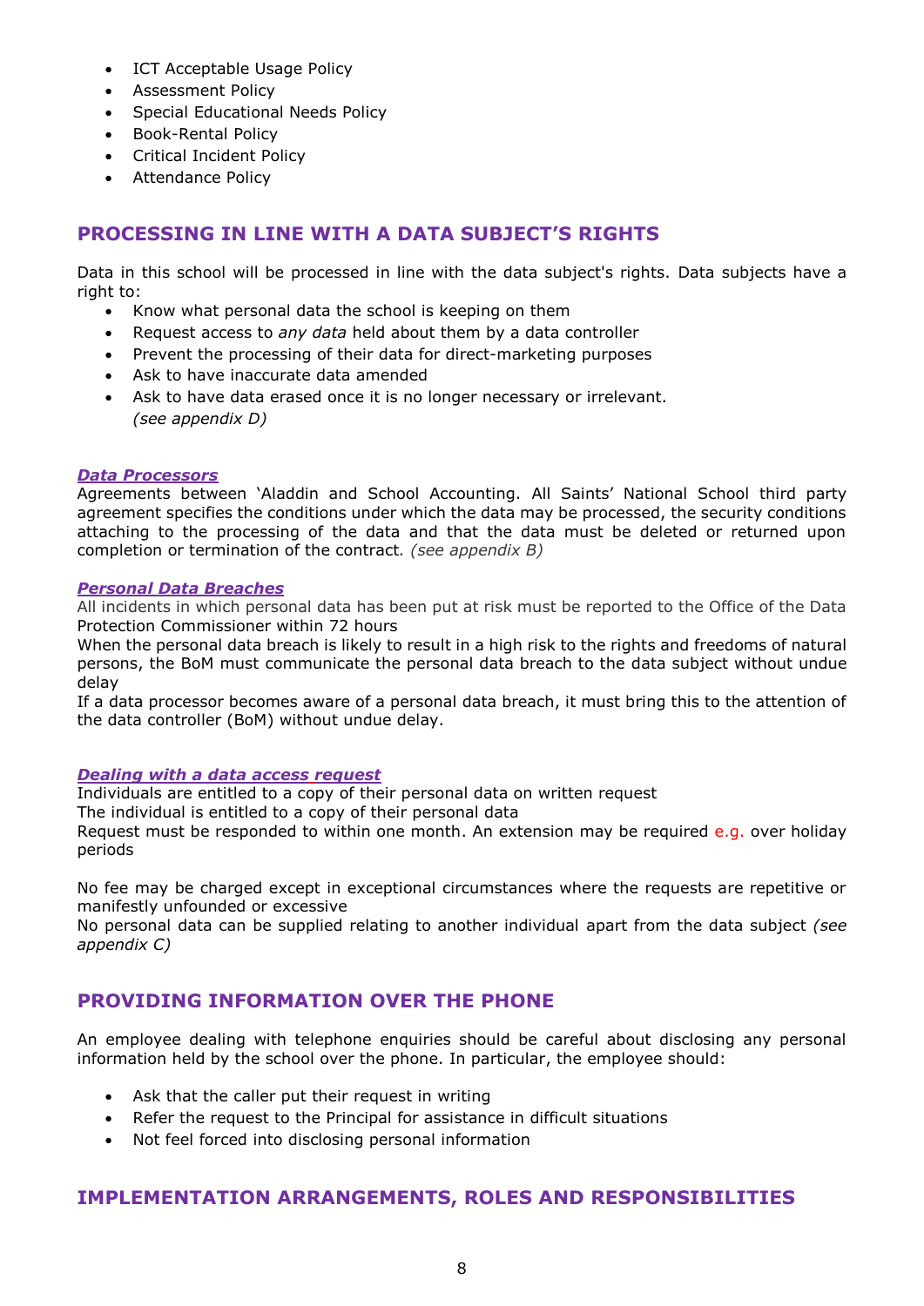- ICT Acceptable Usage Policy
- Assessment Policy
- Special Educational Needs Policy
- Book-Rental Policy
- Critical Incident Policy
- Attendance Policy

## PROCESSING IN LINE WITH A DATA SUBJECT'S RIGHTS

Data in this school will be processed in line with the data subject's rights. Data subjects have a right to:

- Know what personal data the school is keeping on them
- Request access to *any data* held about them by a data controller
- Prevent the processing of their data for direct-marketing purposes
- Ask to have inaccurate data amended
- Ask to have data erased once it is no longer necessary or irrelevant.
  *(see appendix D)*

***Data Processors***

Agreements between 'Aladdin and School Accounting. All Saints' National School third party agreement specifies the conditions under which the data may be processed, the security conditions attaching to the processing of the data and that the data must be deleted or returned upon completion or termination of the contract. *(see appendix B)*

***Personal Data Breaches***

All incidents in which personal data has been put at risk must be reported to the Office of the Data Protection Commissioner within 72 hours

When the personal data breach is likely to result in a high risk to the rights and freedoms of natural persons, the BoM must communicate the personal data breach to the data subject without undue delay

If a data processor becomes aware of a personal data breach, it must bring this to the attention of the data controller (BoM) without undue delay.

***Dealing with a data access request***

Individuals are entitled to a copy of their personal data on written request

The individual is entitled to a copy of their personal data

Request must be responded to within one month. An extension may be required e.g. over holiday periods

No fee may be charged except in exceptional circumstances where the requests are repetitive or manifestly unfounded or excessive

No personal data can be supplied relating to another individual apart from the data subject *(see appendix C)*

## PROVIDING INFORMATION OVER THE PHONE

An employee dealing with telephone enquiries should be careful about disclosing any personal information held by the school over the phone. In particular, the employee should:

- Ask that the caller put their request in writing
- Refer the request to the Principal for assistance in difficult situations
- Not feel forced into disclosing personal information

## IMPLEMENTATION ARRANGEMENTS, ROLES AND RESPONSIBILITIES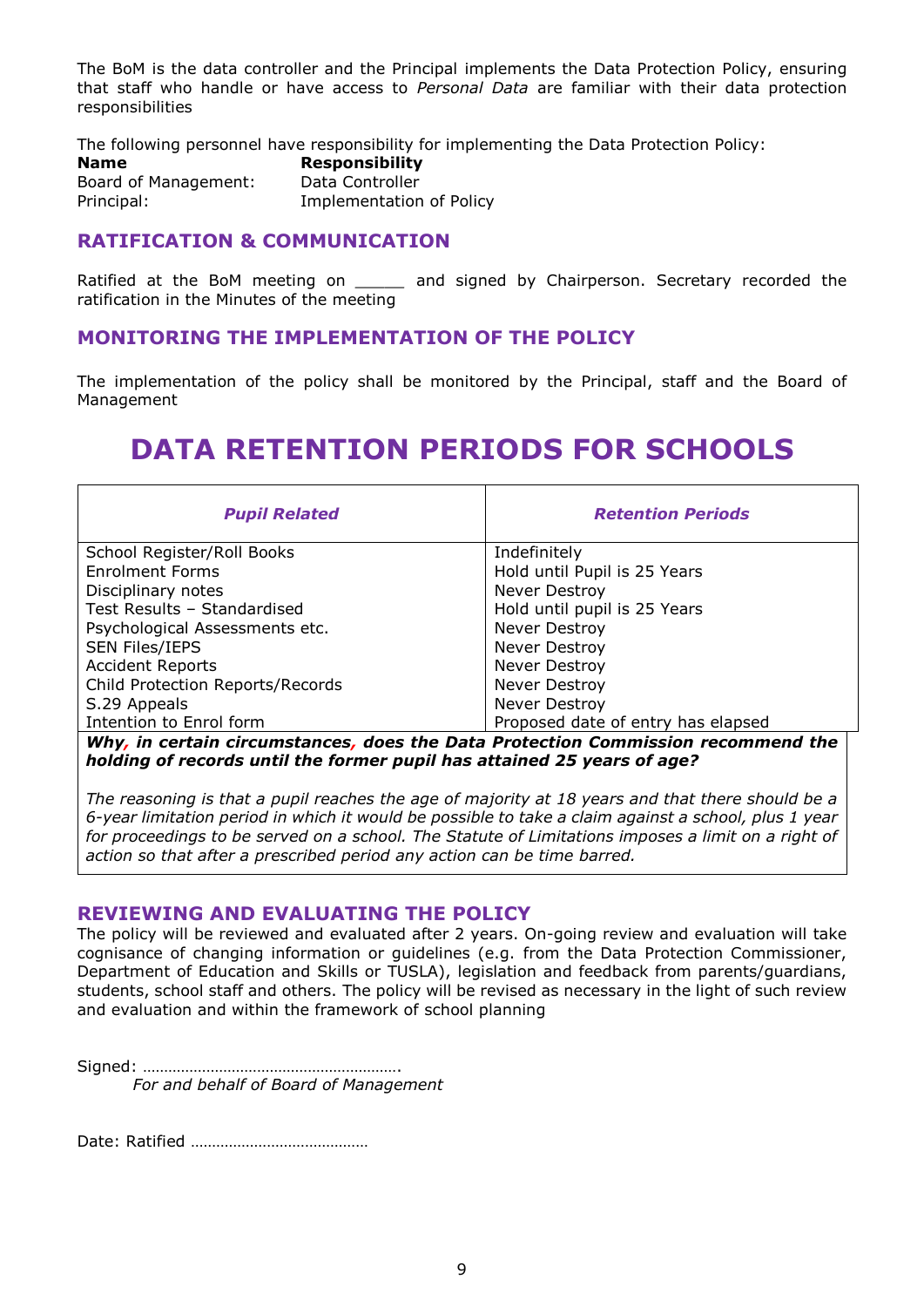The BoM is the data controller and the Principal implements the Data Protection Policy, ensuring that staff who handle or have access to *Personal Data* are familiar with their data protection responsibilities

The following personnel have responsibility for implementing the Data Protection Policy:

| **Name** | **Responsibility** |
|---|---|
| Board of Management: | Data Controller |
| Principal: | Implementation of Policy |

## RATIFICATION & COMMUNICATION

Ratified at the BoM meeting on _____ and signed by Chairperson. Secretary recorded the ratification in the Minutes of the meeting

## MONITORING THE IMPLEMENTATION OF THE POLICY

The implementation of the policy shall be monitored by the Principal, staff and the Board of Management

# DATA RETENTION PERIODS FOR SCHOOLS

| ***Pupil Related*** | ***Retention Periods*** |
|---|---|
| School Register/Roll Books | Indefinitely |
| Enrolment Forms | Hold until Pupil is 25 Years |
| Disciplinary notes | Never Destroy |
| Test Results – Standardised | Hold until pupil is 25 Years |
| Psychological Assessments etc. | Never Destroy |
| SEN Files/IEPS | Never Destroy |
| Accident Reports | Never Destroy |
| Child Protection Reports/Records | Never Destroy |
| S.29 Appeals | Never Destroy |
| Intention to Enrol form | Proposed date of entry has elapsed |

***Why, in certain circumstances, does the Data Protection Commission recommend the holding of records until the former pupil has attained 25 years of age?***

*The reasoning is that a pupil reaches the age of majority at 18 years and that there should be a 6-year limitation period in which it would be possible to take a claim against a school, plus 1 year for proceedings to be served on a school. The Statute of Limitations imposes a limit on a right of action so that after a prescribed period any action can be time barred.*

## REVIEWING AND EVALUATING THE POLICY

The policy will be reviewed and evaluated after 2 years. On-going review and evaluation will take cognisance of changing information or guidelines (e.g. from the Data Protection Commissioner, Department of Education and Skills or TUSLA), legislation and feedback from parents/guardians, students, school staff and others. The policy will be revised as necessary in the light of such review and evaluation and within the framework of school planning

Signed: …………………………………………………….

*For and behalf of Board of Management*

Date: Ratified …………………………………